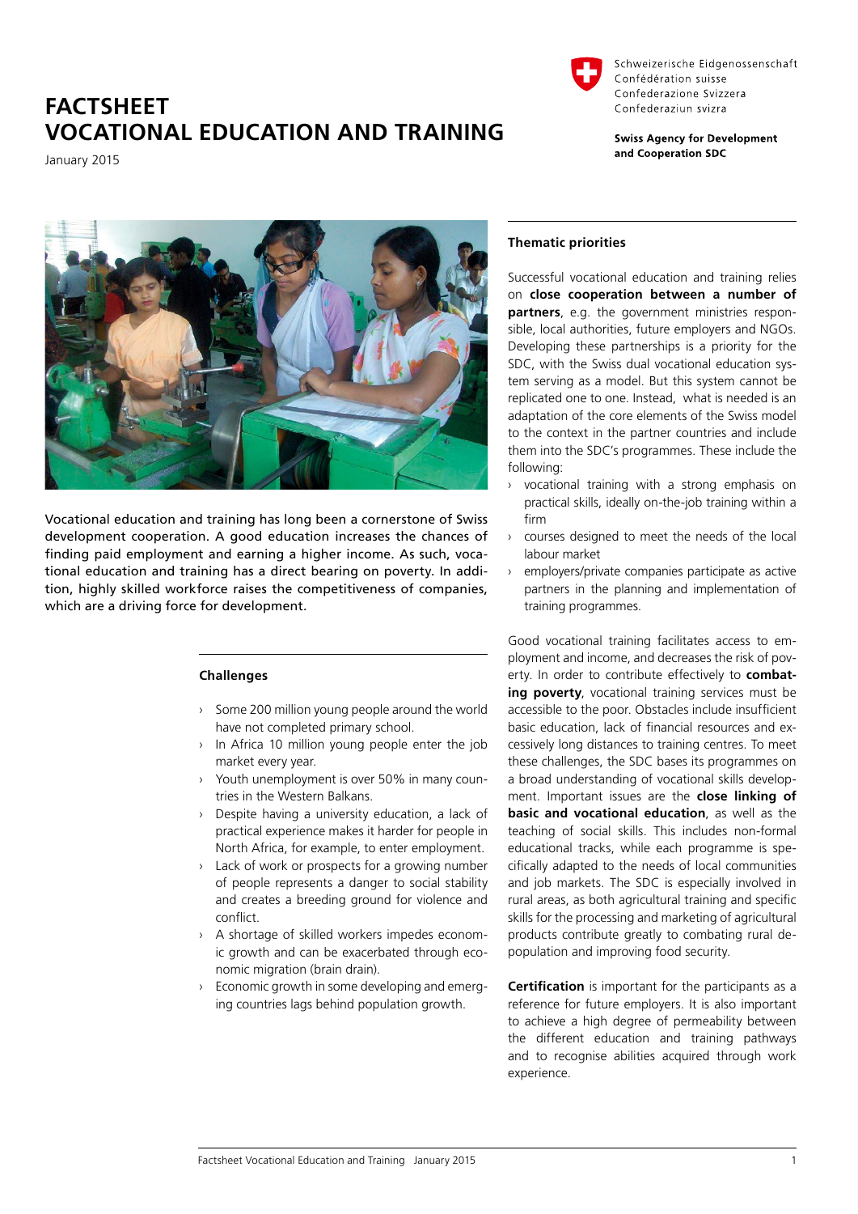Schweizerische Eidgenossenschaft
Confédération suisse
Confederazione Svizzera
Confederaziun svizra

**Swiss Agency for Development and Cooperation SDC**

# FACTSHEET
# VOCATIONAL EDUCATION AND TRAINING

January 2015

Vocational education and training has long been a cornerstone of Swiss development cooperation. A good education increases the chances of finding paid employment and earning a higher income. As such, vocational education and training has a direct bearing on poverty. In addition, highly skilled workforce raises the competitiveness of companies, which are a driving force for development.

### Challenges

- Some 200 million young people around the world have not completed primary school.
- In Africa 10 million young people enter the job market every year.
- Youth unemployment is over 50% in many countries in the Western Balkans.
- Despite having a university education, a lack of practical experience makes it harder for people in North Africa, for example, to enter employment.
- Lack of work or prospects for a growing number of people represents a danger to social stability and creates a breeding ground for violence and conflict.
- A shortage of skilled workers impedes economic growth and can be exacerbated through economic migration (brain drain).
- Economic growth in some developing and emerging countries lags behind population growth.

### Thematic priorities

Successful vocational education and training relies on **close cooperation between a number of partners**, e.g. the government ministries responsible, local authorities, future employers and NGOs. Developing these partnerships is a priority for the SDC, with the Swiss dual vocational education system serving as a model. But this system cannot be replicated one to one. Instead, what is needed is an adaptation of the core elements of the Swiss model to the context in the partner countries and include them into the SDC's programmes. These include the following:

- vocational training with a strong emphasis on practical skills, ideally on-the-job training within a firm
- courses designed to meet the needs of the local labour market
- employers/private companies participate as active partners in the planning and implementation of training programmes.

Good vocational training facilitates access to employment and income, and decreases the risk of poverty. In order to contribute effectively to **combating poverty**, vocational training services must be accessible to the poor. Obstacles include insufficient basic education, lack of financial resources and excessively long distances to training centres. To meet these challenges, the SDC bases its programmes on a broad understanding of vocational skills development. Important issues are the **close linking of basic and vocational education**, as well as the teaching of social skills. This includes non-formal educational tracks, while each programme is specifically adapted to the needs of local communities and job markets. The SDC is especially involved in rural areas, as both agricultural training and specific skills for the processing and marketing of agricultural products contribute greatly to combating rural depopulation and improving food security.

**Certification** is important for the participants as a reference for future employers. It is also important to achieve a high degree of permeability between the different education and training pathways and to recognise abilities acquired through work experience.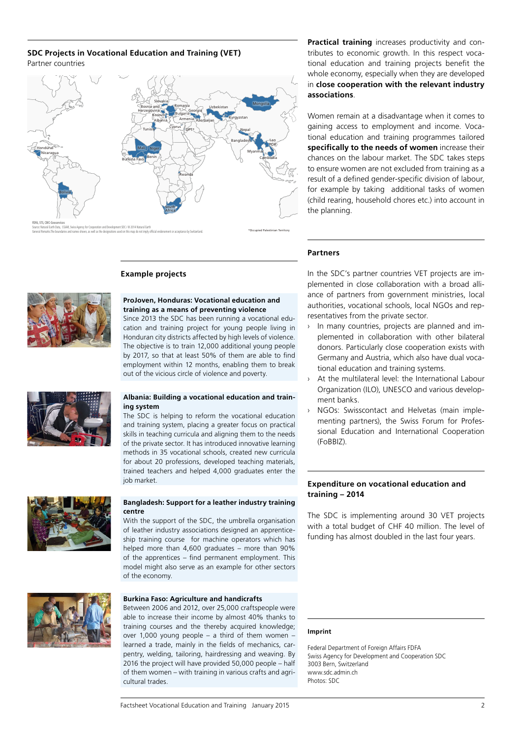## SDC Projects in Vocational Education and Training (VET)

Partner countries

Slovakia
Bosnia and Herzegovina
Romania
Bulgaria
Kosovo
Albania
Georgia
Armenia
Azerbaijan
Uzbekistan
Mongolia
Kyrgyzstan
Tunisia
Cyprus
OPT*
Nepal
Bangladesh
Lao PDR
Myanmar
Cambodia
Honduras
Nicaragua
Mali
Niger
Burkina Faso
Benin
Rwanda
Bolivia
South Africa

FDFA, STS, CMC-Geoservices
Source: Natural Earth Data, CGIAR, Swiss Agency for Cooperation and Development SDC / © 2014 Natural Earth
General Remarks: The boundaries and names shown, as well as the designations used on this map do not imply official endorsement or acceptance by Switzerland.

*Occupied Palestinian Territory

**Practical training** increases productivity and contributes to economic growth. In this respect vocational education and training projects benefit the whole economy, especially when they are developed in **close cooperation with the relevant industry associations**.

Women remain at a disadvantage when it comes to gaining access to employment and income. Vocational education and training programmes tailored **specifically to the needs of women** increase their chances on the labour market. The SDC takes steps to ensure women are not excluded from training as a result of a defined gender-specific division of labour, for example by taking additional tasks of women (child rearing, household chores etc.) into account in the planning.

### Example projects

**ProJoven, Honduras: Vocational education and training as a means of preventing violence**
Since 2013 the SDC has been running a vocational education and training project for young people living in Honduran city districts affected by high levels of violence. The objective is to train 12,000 additional young people by 2017, so that at least 50% of them are able to find employment within 12 months, enabling them to break out of the vicious circle of violence and poverty.

**Albania: Building a vocational education and training system**
The SDC is helping to reform the vocational education and training system, placing a greater focus on practical skills in teaching curricula and aligning them to the needs of the private sector. It has introduced innovative learning methods in 35 vocational schools, created new curricula for about 20 professions, developed teaching materials, trained teachers and helped 4,000 graduates enter the job market.

**Bangladesh: Support for a leather industry training centre**
With the support of the SDC, the umbrella organisation of leather industry associations designed an apprenticeship training course for machine operators which has helped more than 4,600 graduates – more than 90% of the apprentices – find permanent employment. This model might also serve as an example for other sectors of the economy.

**Burkina Faso: Agriculture and handicrafts**
Between 2006 and 2012, over 25,000 craftspeople were able to increase their income by almost 40% thanks to training courses and the thereby acquired knowledge; over 1,000 young people – a third of them women – learned a trade, mainly in the fields of mechanics, carpentry, welding, tailoring, hairdressing and weaving. By 2016 the project will have provided 50,000 people – half of them women – with training in various crafts and agricultural trades.

### Partners

In the SDC's partner countries VET projects are implemented in close collaboration with a broad alliance of partners from government ministries, local authorities, vocational schools, local NGOs and representatives from the private sector.

- In many countries, projects are planned and implemented in collaboration with other bilateral donors. Particularly close cooperation exists with Germany and Austria, which also have dual vocational education and training systems.
- At the multilateral level: the International Labour Organization (ILO), UNESCO and various development banks.
- NGOs: Swisscontact and Helvetas (main implementing partners), the Swiss Forum for Professional Education and International Cooperation (FoBBIZ).

### Expenditure on vocational education and training – 2014

The SDC is implementing around 30 VET projects with a total budget of CHF 40 million. The level of funding has almost doubled in the last four years.

#### Imprint

Federal Department of Foreign Affairs FDFA
Swiss Agency for Development and Cooperation SDC
3003 Bern, Switzerland
www.sdc.admin.ch
Photos: SDC